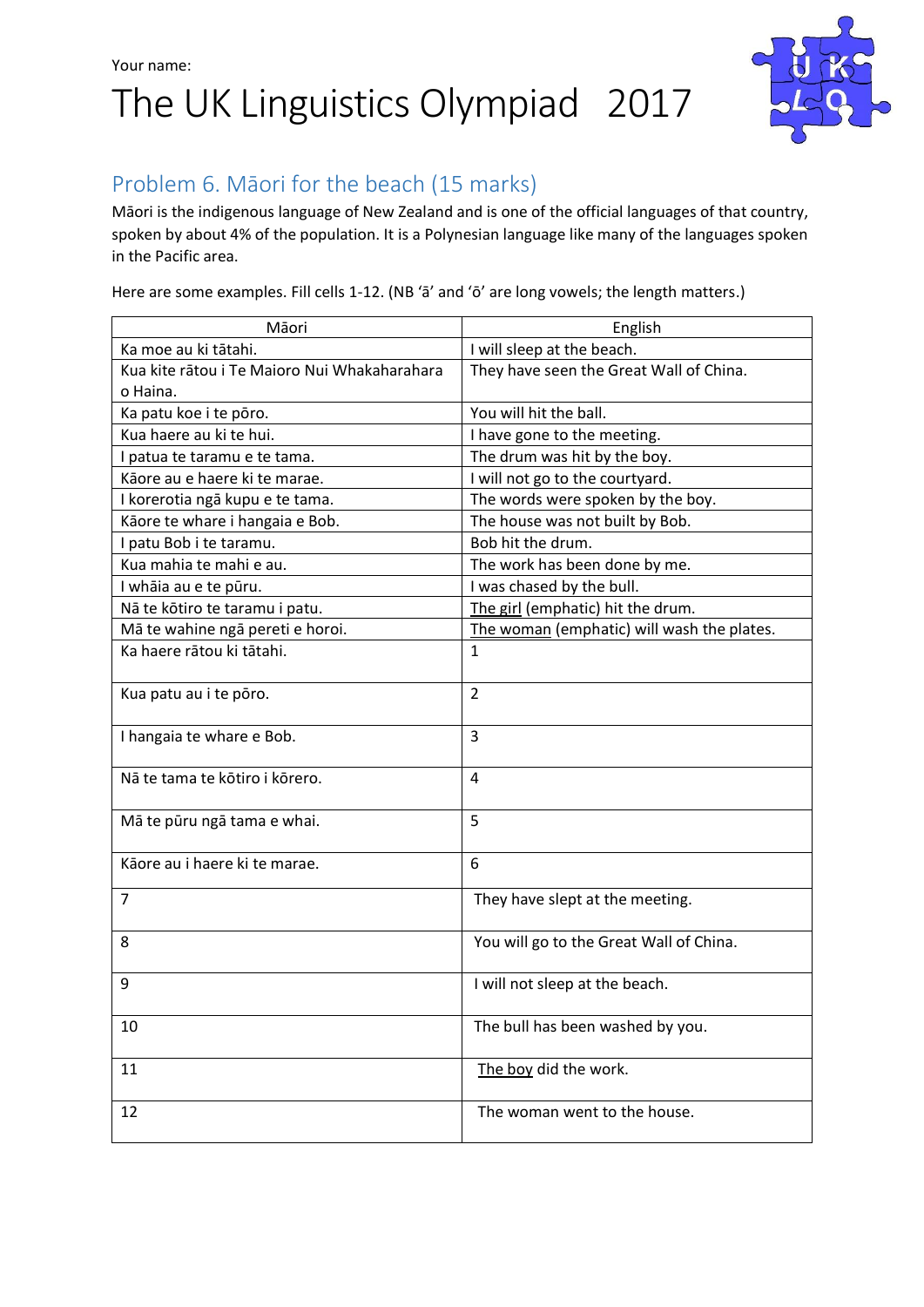Your name:

# The UK Linguistics Olympiad 2017

## Problem 6. Māori for the beach (15 marks)

Māori is the indigenous language of New Zealand and is one of the official languages of that country, spoken by about 4% of the population. It is a Polynesian language like many of the languages spoken in the Pacific area.

Here are some examples. Fill cells 1-12. (NB 'ā' and 'ō' are long vowels; the length matters.)

| Māori | English |
| --- | --- |
| Ka moe au ki tātahi. | I will sleep at the beach. |
| Kua kite rātou i Te Maioro Nui Whakaharahara o Haina. | They have seen the Great Wall of China. |
| Ka patu koe i te pōro. | You will hit the ball. |
| Kua haere au ki te hui. | I have gone to the meeting. |
| I patua te taramu e te tama. | The drum was hit by the boy. |
| Kāore au e haere ki te marae. | I will not go to the courtyard. |
| I korerotia ngā kupu e te tama. | The words were spoken by the boy. |
| Kāore te whare i hangaia e Bob. | The house was not built by Bob. |
| I patu Bob i te taramu. | Bob hit the drum. |
| Kua mahia te mahi e au. | The work has been done by me. |
| I whāia au e te pūru. | I was chased by the bull. |
| Nā te kōtiro te taramu i patu. | <u>The girl</u> (emphatic) hit the drum. |
| Mā te wahine ngā pereti e horoi. | <u>The woman</u> (emphatic) will wash the plates. |
| Ka haere rātou ki tātahi. | 1 |
| Kua patu au i te pōro. | 2 |
| I hangaia te whare e Bob. | 3 |
| Nā te tama te kōtiro i kōrero. | 4 |
| Mā te pūru ngā tama e whai. | 5 |
| Kāore au i haere ki te marae. | 6 |
| 7 | They have slept at the meeting. |
| 8 | You will go to the Great Wall of China. |
| 9 | I will not sleep at the beach. |
| 10 | The bull has been washed by you. |
| 11 | <u>The boy</u> did the work. |
| 12 | The woman went to the house. |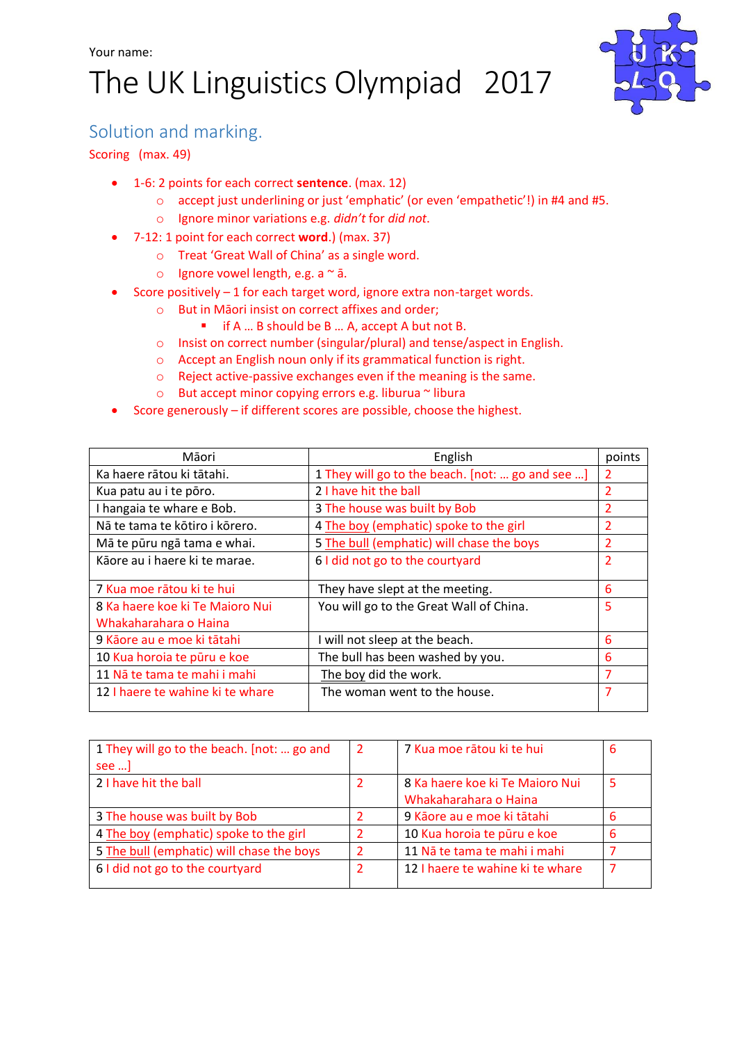Your name:

# The UK Linguistics Olympiad 2017

## Solution and marking.

Scoring (max. 49)

- 1-6: 2 points for each correct **sentence**. (max. 12)
  - accept just underlining or just 'emphatic' (or even 'empathetic'!) in #4 and #5.
  - Ignore minor variations e.g. *didn't* for *did not*.
- 7-12: 1 point for each correct **word**.) (max. 37)
  - Treat 'Great Wall of China' as a single word.
  - Ignore vowel length, e.g. a ~ ā.
- Score positively – 1 for each target word, ignore extra non-target words.
  - But in Māori insist on correct affixes and order;
    - if A … B should be B … A, accept A but not B.
  - Insist on correct number (singular/plural) and tense/aspect in English.
  - Accept an English noun only if its grammatical function is right.
  - Reject active-passive exchanges even if the meaning is the same.
  - But accept minor copying errors e.g. liburua ~ libura
- Score generously – if different scores are possible, choose the highest.

| Māori | English | points |
|---|---|---|
| Ka haere rātou ki tātahi. | 1 They will go to the beach. [not: … go and see …] | 2 |
| Kua patu au i te pōro. | 2 I have hit the ball | 2 |
| I hangaia te whare e Bob. | 3 The house was built by Bob | 2 |
| Nā te tama te kōtiro i kōrero. | 4 The boy (emphatic) spoke to the girl | 2 |
| Mā te pūru ngā tama e whai. | 5 The bull (emphatic) will chase the boys | 2 |
| Kāore au i haere ki te marae. | 6 I did not go to the courtyard | 2 |
| 7 Kua moe rātou ki te hui | They have slept at the meeting. | 6 |
| 8 Ka haere koe ki Te Maioro Nui Whakaharahara o Haina | You will go to the Great Wall of China. | 5 |
| 9 Kāore au e moe ki tātahi | I will not sleep at the beach. | 6 |
| 10 Kua horoia te pūru e koe | The bull has been washed by you. | 6 |
| 11 Nā te tama te mahi i mahi | The boy did the work. | 7 |
| 12 I haere te wahine ki te whare | The woman went to the house. | 7 |

| | | | |
|---|---|---|---|
| 1 They will go to the beach. [not: … go and see …] | 2 | 7 Kua moe rātou ki te hui | 6 |
| 2 I have hit the ball | 2 | 8 Ka haere koe ki Te Maioro Nui Whakaharahara o Haina | 5 |
| 3 The house was built by Bob | 2 | 9 Kāore au e moe ki tātahi | 6 |
| 4 The boy (emphatic) spoke to the girl | 2 | 10 Kua horoia te pūru e koe | 6 |
| 5 The bull (emphatic) will chase the boys | 2 | 11 Nā te tama te mahi i mahi | 7 |
| 6 I did not go to the courtyard | 2 | 12 I haere te wahine ki te whare | 7 |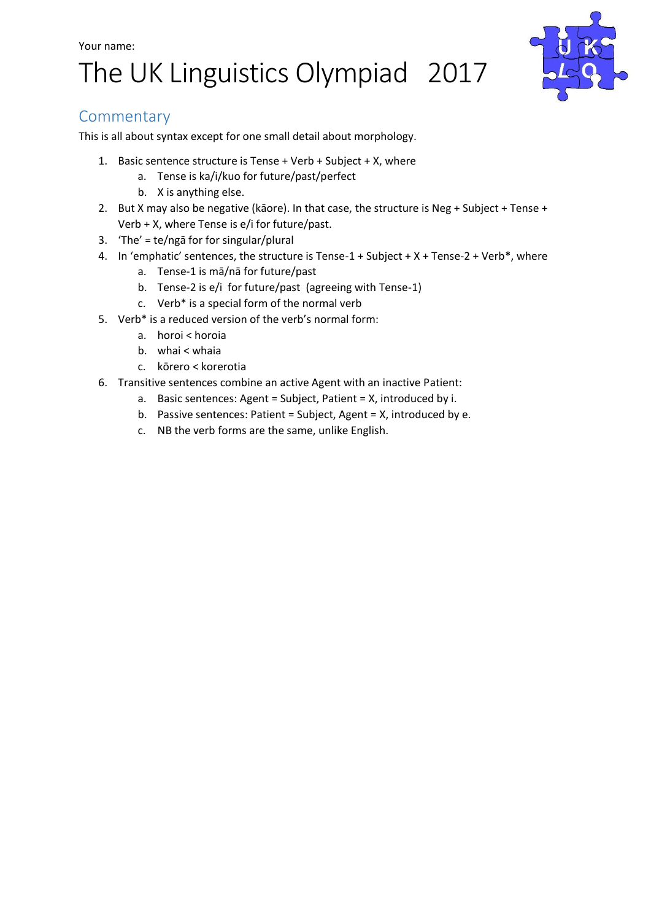Your name:

# The UK Linguistics Olympiad 2017

## Commentary

This is all about syntax except for one small detail about morphology.

1. Basic sentence structure is Tense + Verb + Subject + X, where
   a. Tense is ka/i/kuo for future/past/perfect
   b. X is anything else.
2. But X may also be negative (kāore). In that case, the structure is Neg + Subject + Tense + Verb + X, where Tense is e/i for future/past.
3. 'The' = te/ngā for for singular/plural
4. In 'emphatic' sentences, the structure is Tense-1 + Subject + X + Tense-2 + Verb*, where
   a. Tense-1 is mā/nā for future/past
   b. Tense-2 is e/i for future/past (agreeing with Tense-1)
   c. Verb* is a special form of the normal verb
5. Verb* is a reduced version of the verb's normal form:
   a. horoi < horoia
   b. whai < whaia
   c. kōrero < korerotia
6. Transitive sentences combine an active Agent with an inactive Patient:
   a. Basic sentences: Agent = Subject, Patient = X, introduced by i.
   b. Passive sentences: Patient = Subject, Agent = X, introduced by e.
   c. NB the verb forms are the same, unlike English.